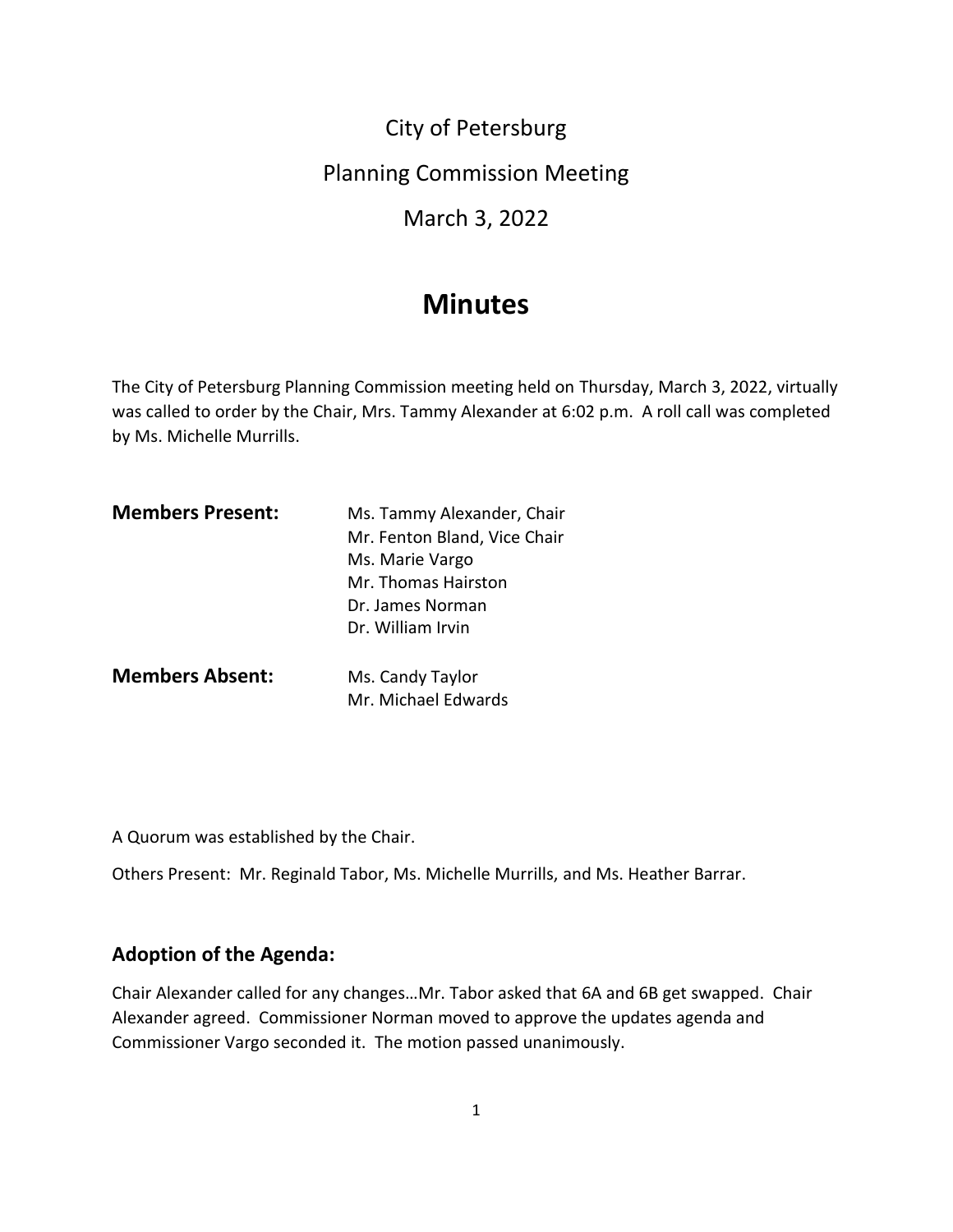# City of Petersburg

# Planning Commission Meeting

# March 3, 2022

# Minutes

The City of Petersburg Planning Commission meeting held on Thursday, March 3, 2022, virtually was called to order by the Chair, Mrs. Tammy Alexander at 6:02 p.m. A roll call was completed by Ms. Michelle Murrills.

| | |
|---|---|
| **Members Present:** | Ms. Tammy Alexander, Chair<br>Mr. Fenton Bland, Vice Chair<br>Ms. Marie Vargo<br>Mr. Thomas Hairston<br>Dr. James Norman<br>Dr. William Irvin |
| **Members Absent:** | Ms. Candy Taylor<br>Mr. Michael Edwards |

A Quorum was established by the Chair.

Others Present: Mr. Reginald Tabor, Ms. Michelle Murrills, and Ms. Heather Barrar.

## Adoption of the Agenda:

Chair Alexander called for any changes…Mr. Tabor asked that 6A and 6B get swapped. Chair Alexander agreed. Commissioner Norman moved to approve the updates agenda and Commissioner Vargo seconded it. The motion passed unanimously.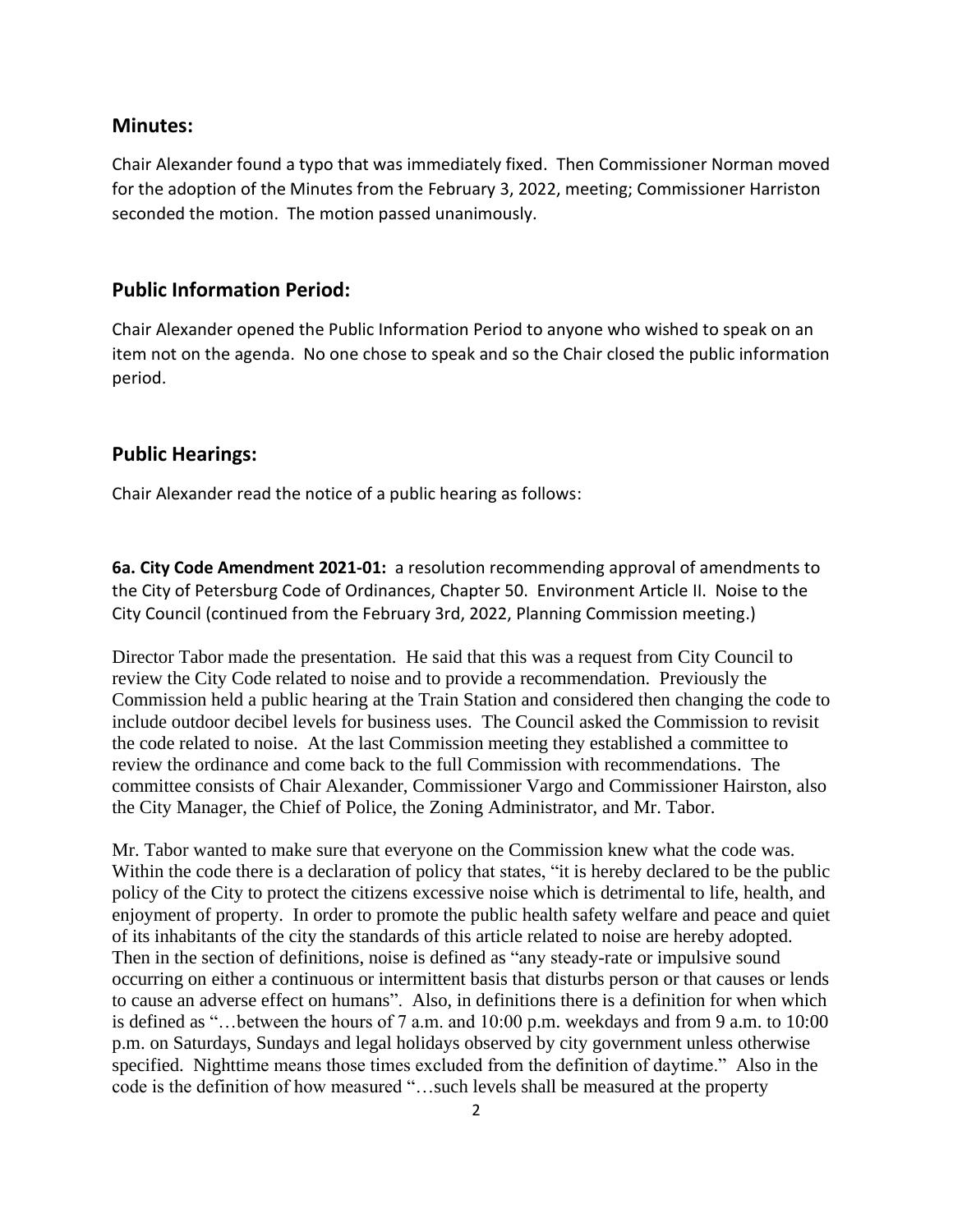## Minutes:

Chair Alexander found a typo that was immediately fixed. Then Commissioner Norman moved for the adoption of the Minutes from the February 3, 2022, meeting; Commissioner Harriston seconded the motion. The motion passed unanimously.

## Public Information Period:

Chair Alexander opened the Public Information Period to anyone who wished to speak on an item not on the agenda. No one chose to speak and so the Chair closed the public information period.

## Public Hearings:

Chair Alexander read the notice of a public hearing as follows:

**6a. City Code Amendment 2021-01:** a resolution recommending approval of amendments to the City of Petersburg Code of Ordinances, Chapter 50. Environment Article II. Noise to the City Council (continued from the February 3rd, 2022, Planning Commission meeting.)

Director Tabor made the presentation. He said that this was a request from City Council to review the City Code related to noise and to provide a recommendation. Previously the Commission held a public hearing at the Train Station and considered then changing the code to include outdoor decibel levels for business uses. The Council asked the Commission to revisit the code related to noise. At the last Commission meeting they established a committee to review the ordinance and come back to the full Commission with recommendations. The committee consists of Chair Alexander, Commissioner Vargo and Commissioner Hairston, also the City Manager, the Chief of Police, the Zoning Administrator, and Mr. Tabor.

Mr. Tabor wanted to make sure that everyone on the Commission knew what the code was. Within the code there is a declaration of policy that states, "it is hereby declared to be the public policy of the City to protect the citizens excessive noise which is detrimental to life, health, and enjoyment of property. In order to promote the public health safety welfare and peace and quiet of its inhabitants of the city the standards of this article related to noise are hereby adopted. Then in the section of definitions, noise is defined as "any steady-rate or impulsive sound occurring on either a continuous or intermittent basis that disturbs person or that causes or lends to cause an adverse effect on humans". Also, in definitions there is a definition for when which is defined as "…between the hours of 7 a.m. and 10:00 p.m. weekdays and from 9 a.m. to 10:00 p.m. on Saturdays, Sundays and legal holidays observed by city government unless otherwise specified. Nighttime means those times excluded from the definition of daytime." Also in the code is the definition of how measured "…such levels shall be measured at the property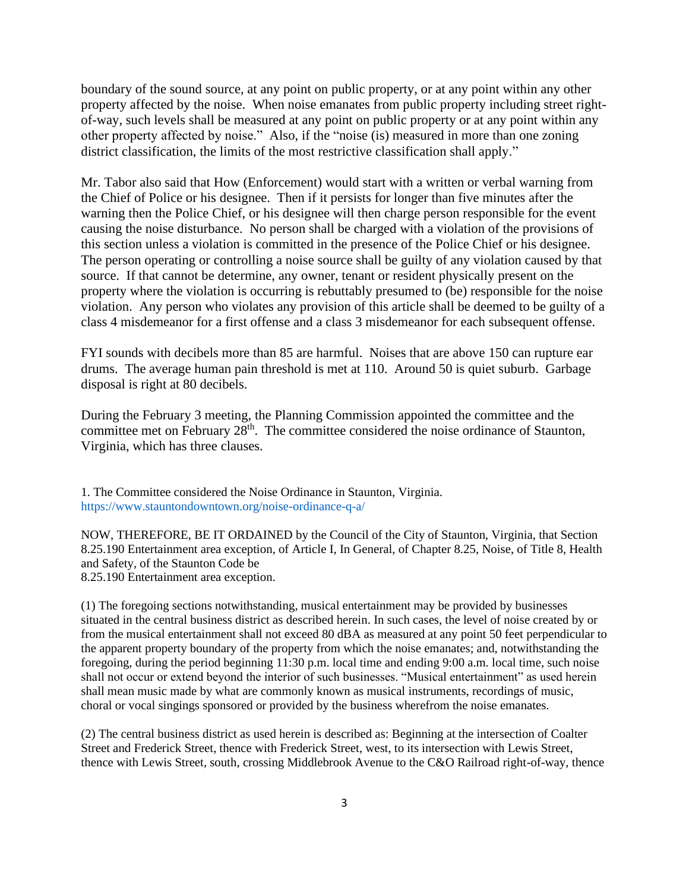boundary of the sound source, at any point on public property, or at any point within any other property affected by the noise. When noise emanates from public property including street right-of-way, such levels shall be measured at any point on public property or at any point within any other property affected by noise." Also, if the "noise (is) measured in more than one zoning district classification, the limits of the most restrictive classification shall apply."

Mr. Tabor also said that How (Enforcement) would start with a written or verbal warning from the Chief of Police or his designee. Then if it persists for longer than five minutes after the warning then the Police Chief, or his designee will then charge person responsible for the event causing the noise disturbance. No person shall be charged with a violation of the provisions of this section unless a violation is committed in the presence of the Police Chief or his designee. The person operating or controlling a noise source shall be guilty of any violation caused by that source. If that cannot be determine, any owner, tenant or resident physically present on the property where the violation is occurring is rebuttably presumed to (be) responsible for the noise violation. Any person who violates any provision of this article shall be deemed to be guilty of a class 4 misdemeanor for a first offense and a class 3 misdemeanor for each subsequent offense.

FYI sounds with decibels more than 85 are harmful. Noises that are above 150 can rupture ear drums. The average human pain threshold is met at 110. Around 50 is quiet suburb. Garbage disposal is right at 80 decibels.

During the February 3 meeting, the Planning Commission appointed the committee and the committee met on February 28th. The committee considered the noise ordinance of Staunton, Virginia, which has three clauses.

1. The Committee considered the Noise Ordinance in Staunton, Virginia.
https://www.stauntondowntown.org/noise-ordinance-q-a/

NOW, THEREFORE, BE IT ORDAINED by the Council of the City of Staunton, Virginia, that Section 8.25.190 Entertainment area exception, of Article I, In General, of Chapter 8.25, Noise, of Title 8, Health and Safety, of the Staunton Code be
8.25.190 Entertainment area exception.

(1) The foregoing sections notwithstanding, musical entertainment may be provided by businesses situated in the central business district as described herein. In such cases, the level of noise created by or from the musical entertainment shall not exceed 80 dBA as measured at any point 50 feet perpendicular to the apparent property boundary of the property from which the noise emanates; and, notwithstanding the foregoing, during the period beginning 11:30 p.m. local time and ending 9:00 a.m. local time, such noise shall not occur or extend beyond the interior of such businesses. "Musical entertainment" as used herein shall mean music made by what are commonly known as musical instruments, recordings of music, choral or vocal singings sponsored or provided by the business wherefrom the noise emanates.

(2) The central business district as used herein is described as: Beginning at the intersection of Coalter Street and Frederick Street, thence with Frederick Street, west, to its intersection with Lewis Street, thence with Lewis Street, south, crossing Middlebrook Avenue to the C&O Railroad right-of-way, thence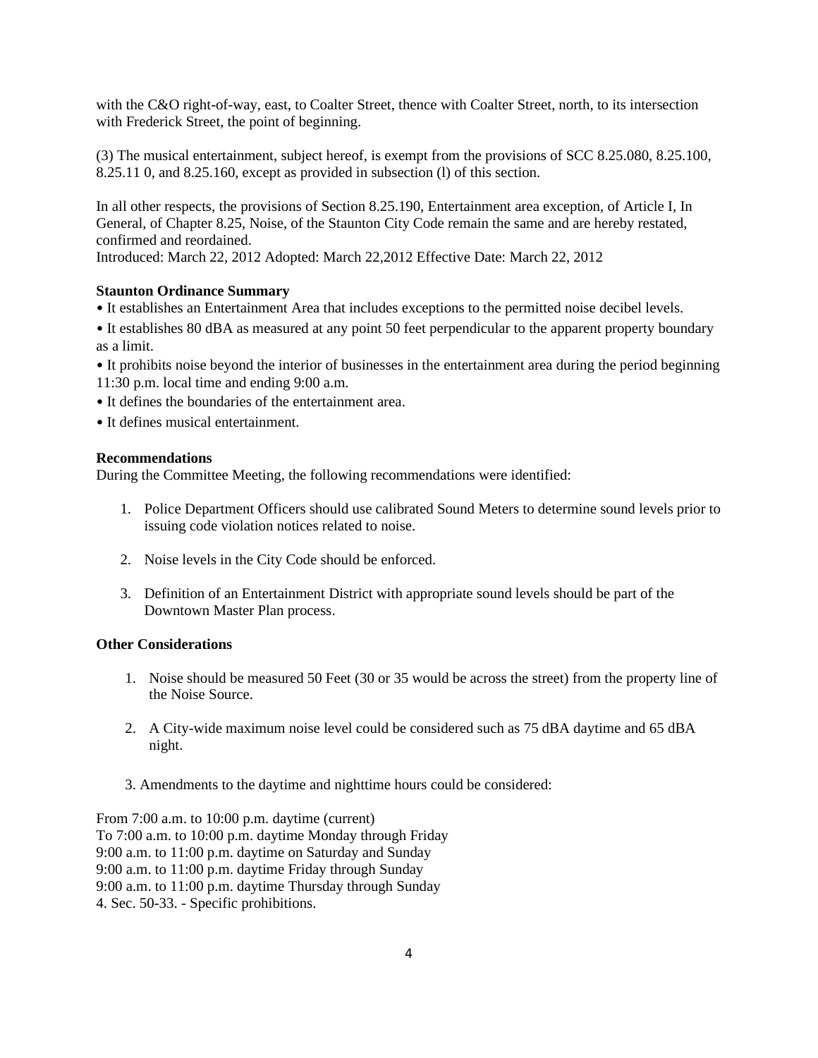with the C&O right-of-way, east, to Coalter Street, thence with Coalter Street, north, to its intersection with Frederick Street, the point of beginning.

(3) The musical entertainment, subject hereof, is exempt from the provisions of SCC 8.25.080, 8.25.100, 8.25.11 0, and 8.25.160, except as provided in subsection (l) of this section.

In all other respects, the provisions of Section 8.25.190, Entertainment area exception, of Article I, In General, of Chapter 8.25, Noise, of the Staunton City Code remain the same and are hereby restated, confirmed and reordained.
Introduced: March 22, 2012 Adopted: March 22,2012 Effective Date: March 22, 2012

**Staunton Ordinance Summary**

- It establishes an Entertainment Area that includes exceptions to the permitted noise decibel levels.
- It establishes 80 dBA as measured at any point 50 feet perpendicular to the apparent property boundary as a limit.
- It prohibits noise beyond the interior of businesses in the entertainment area during the period beginning 11:30 p.m. local time and ending 9:00 a.m.
- It defines the boundaries of the entertainment area.
- It defines musical entertainment.

**Recommendations**

During the Committee Meeting, the following recommendations were identified:

1. Police Department Officers should use calibrated Sound Meters to determine sound levels prior to issuing code violation notices related to noise.

2. Noise levels in the City Code should be enforced.

3. Definition of an Entertainment District with appropriate sound levels should be part of the Downtown Master Plan process.

**Other Considerations**

1. Noise should be measured 50 Feet (30 or 35 would be across the street) from the property line of the Noise Source.

2. A City-wide maximum noise level could be considered such as 75 dBA daytime and 65 dBA night.

3. Amendments to the daytime and nighttime hours could be considered:

From 7:00 a.m. to 10:00 p.m. daytime (current)
To 7:00 a.m. to 10:00 p.m. daytime Monday through Friday
9:00 a.m. to 11:00 p.m. daytime on Saturday and Sunday
9:00 a.m. to 11:00 p.m. daytime Friday through Sunday
9:00 a.m. to 11:00 p.m. daytime Thursday through Sunday
4. Sec. 50-33. - Specific prohibitions.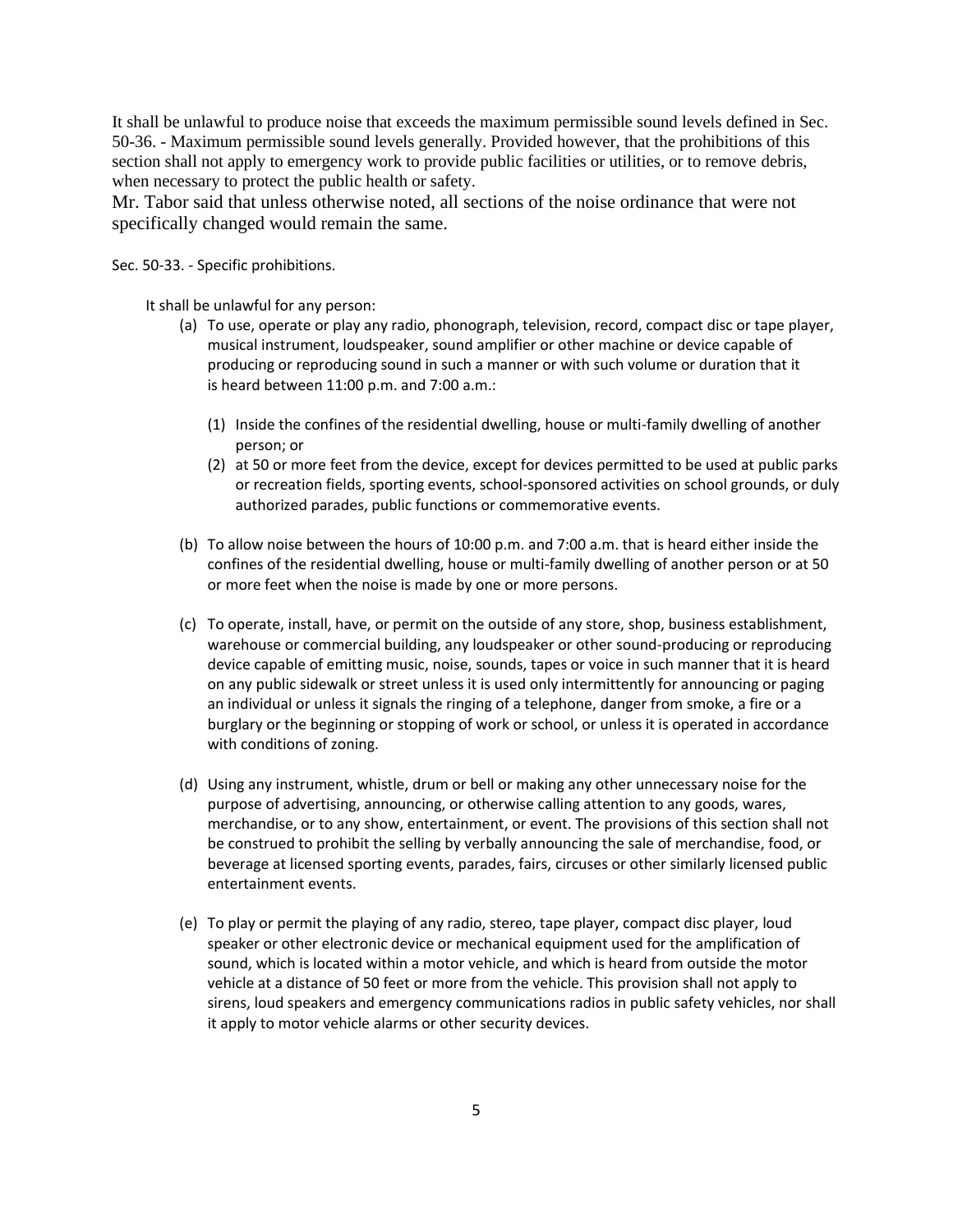It shall be unlawful to produce noise that exceeds the maximum permissible sound levels defined in Sec. 50-36. - Maximum permissible sound levels generally. Provided however, that the prohibitions of this section shall not apply to emergency work to provide public facilities or utilities, or to remove debris, when necessary to protect the public health or safety.

Mr. Tabor said that unless otherwise noted, all sections of the noise ordinance that were not specifically changed would remain the same.

Sec. 50-33. - Specific prohibitions.

It shall be unlawful for any person:

(a) To use, operate or play any radio, phonograph, television, record, compact disc or tape player, musical instrument, loudspeaker, sound amplifier or other machine or device capable of producing or reproducing sound in such a manner or with such volume or duration that it is heard between 11:00 p.m. and 7:00 a.m.:

   (1) Inside the confines of the residential dwelling, house or multi-family dwelling of another person; or
   (2) at 50 or more feet from the device, except for devices permitted to be used at public parks or recreation fields, sporting events, school-sponsored activities on school grounds, or duly authorized parades, public functions or commemorative events.

(b) To allow noise between the hours of 10:00 p.m. and 7:00 a.m. that is heard either inside the confines of the residential dwelling, house or multi-family dwelling of another person or at 50 or more feet when the noise is made by one or more persons.

(c) To operate, install, have, or permit on the outside of any store, shop, business establishment, warehouse or commercial building, any loudspeaker or other sound-producing or reproducing device capable of emitting music, noise, sounds, tapes or voice in such manner that it is heard on any public sidewalk or street unless it is used only intermittently for announcing or paging an individual or unless it signals the ringing of a telephone, danger from smoke, a fire or a burglary or the beginning or stopping of work or school, or unless it is operated in accordance with conditions of zoning.

(d) Using any instrument, whistle, drum or bell or making any other unnecessary noise for the purpose of advertising, announcing, or otherwise calling attention to any goods, wares, merchandise, or to any show, entertainment, or event. The provisions of this section shall not be construed to prohibit the selling by verbally announcing the sale of merchandise, food, or beverage at licensed sporting events, parades, fairs, circuses or other similarly licensed public entertainment events.

(e) To play or permit the playing of any radio, stereo, tape player, compact disc player, loud speaker or other electronic device or mechanical equipment used for the amplification of sound, which is located within a motor vehicle, and which is heard from outside the motor vehicle at a distance of 50 feet or more from the vehicle. This provision shall not apply to sirens, loud speakers and emergency communications radios in public safety vehicles, nor shall it apply to motor vehicle alarms or other security devices.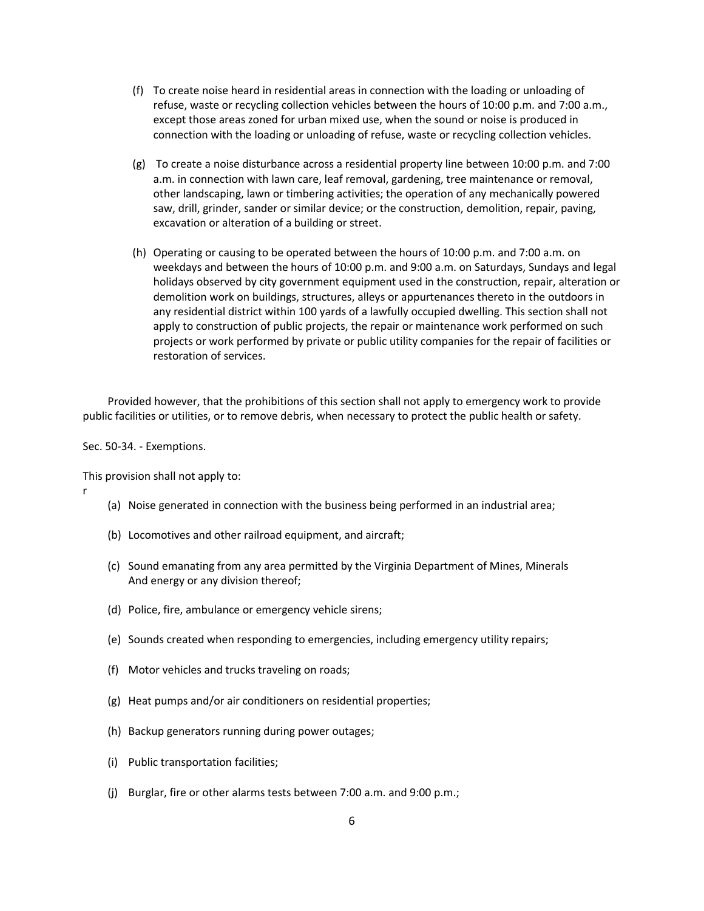(f) To create noise heard in residential areas in connection with the loading or unloading of refuse, waste or recycling collection vehicles between the hours of 10:00 p.m. and 7:00 a.m., except those areas zoned for urban mixed use, when the sound or noise is produced in connection with the loading or unloading of refuse, waste or recycling collection vehicles.

(g) To create a noise disturbance across a residential property line between 10:00 p.m. and 7:00 a.m. in connection with lawn care, leaf removal, gardening, tree maintenance or removal, other landscaping, lawn or timbering activities; the operation of any mechanically powered saw, drill, grinder, sander or similar device; or the construction, demolition, repair, paving, excavation or alteration of a building or street.

(h) Operating or causing to be operated between the hours of 10:00 p.m. and 7:00 a.m. on weekdays and between the hours of 10:00 p.m. and 9:00 a.m. on Saturdays, Sundays and legal holidays observed by city government equipment used in the construction, repair, alteration or demolition work on buildings, structures, alleys or appurtenances thereto in the outdoors in any residential district within 100 yards of a lawfully occupied dwelling. This section shall not apply to construction of public projects, the repair or maintenance work performed on such projects or work performed by private or public utility companies for the repair of facilities or restoration of services.

Provided however, that the prohibitions of this section shall not apply to emergency work to provide public facilities or utilities, or to remove debris, when necessary to protect the public health or safety.

Sec. 50-34. - Exemptions.

This provision shall not apply to:

r

(a) Noise generated in connection with the business being performed in an industrial area;

(b) Locomotives and other railroad equipment, and aircraft;

(c) Sound emanating from any area permitted by the Virginia Department of Mines, Minerals And energy or any division thereof;

(d) Police, fire, ambulance or emergency vehicle sirens;

(e) Sounds created when responding to emergencies, including emergency utility repairs;

(f) Motor vehicles and trucks traveling on roads;

(g) Heat pumps and/or air conditioners on residential properties;

(h) Backup generators running during power outages;

(i) Public transportation facilities;

(j) Burglar, fire or other alarms tests between 7:00 a.m. and 9:00 p.m.;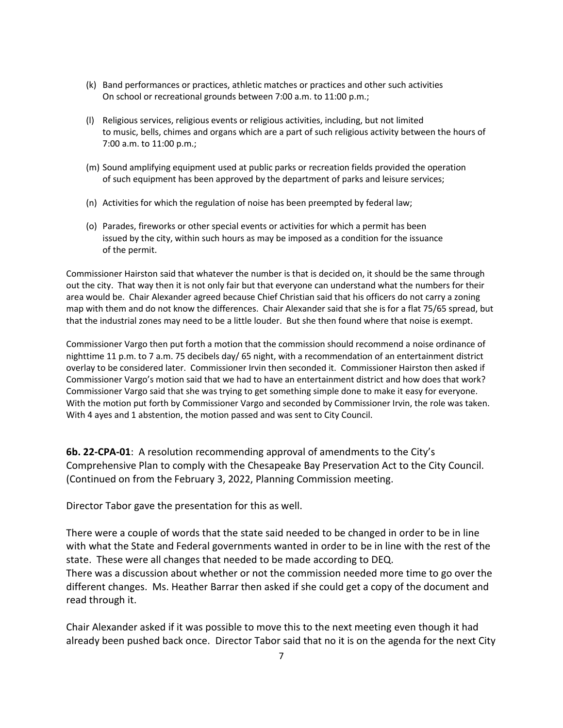(k) Band performances or practices, athletic matches or practices and other such activities On school or recreational grounds between 7:00 a.m. to 11:00 p.m.;

(l) Religious services, religious events or religious activities, including, but not limited to music, bells, chimes and organs which are a part of such religious activity between the hours of 7:00 a.m. to 11:00 p.m.;

(m) Sound amplifying equipment used at public parks or recreation fields provided the operation of such equipment has been approved by the department of parks and leisure services;

(n) Activities for which the regulation of noise has been preempted by federal law;

(o) Parades, fireworks or other special events or activities for which a permit has been issued by the city, within such hours as may be imposed as a condition for the issuance of the permit.

Commissioner Hairston said that whatever the number is that is decided on, it should be the same through out the city. That way then it is not only fair but that everyone can understand what the numbers for their area would be. Chair Alexander agreed because Chief Christian said that his officers do not carry a zoning map with them and do not know the differences. Chair Alexander said that she is for a flat 75/65 spread, but that the industrial zones may need to be a little louder. But she then found where that noise is exempt.

Commissioner Vargo then put forth a motion that the commission should recommend a noise ordinance of nighttime 11 p.m. to 7 a.m. 75 decibels day/ 65 night, with a recommendation of an entertainment district overlay to be considered later. Commissioner Irvin then seconded it. Commissioner Hairston then asked if Commissioner Vargo's motion said that we had to have an entertainment district and how does that work? Commissioner Vargo said that she was trying to get something simple done to make it easy for everyone. With the motion put forth by Commissioner Vargo and seconded by Commissioner Irvin, the role was taken. With 4 ayes and 1 abstention, the motion passed and was sent to City Council.

**6b. 22-CPA-01**: A resolution recommending approval of amendments to the City's Comprehensive Plan to comply with the Chesapeake Bay Preservation Act to the City Council. (Continued on from the February 3, 2022, Planning Commission meeting.

Director Tabor gave the presentation for this as well.

There were a couple of words that the state said needed to be changed in order to be in line with what the State and Federal governments wanted in order to be in line with the rest of the state. These were all changes that needed to be made according to DEQ.
There was a discussion about whether or not the commission needed more time to go over the different changes. Ms. Heather Barrar then asked if she could get a copy of the document and read through it.

Chair Alexander asked if it was possible to move this to the next meeting even though it had already been pushed back once. Director Tabor said that no it is on the agenda for the next City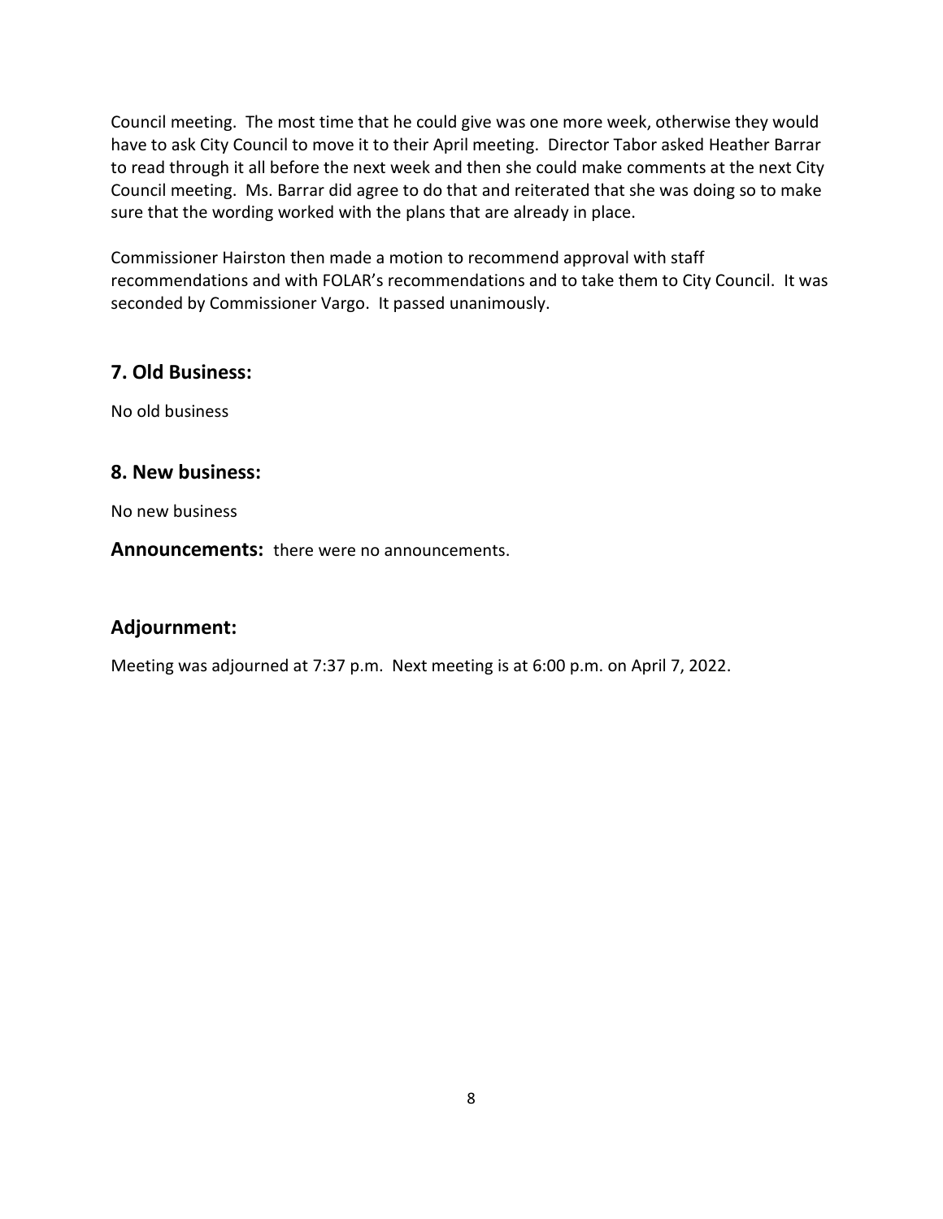Council meeting. The most time that he could give was one more week, otherwise they would have to ask City Council to move it to their April meeting. Director Tabor asked Heather Barrar to read through it all before the next week and then she could make comments at the next City Council meeting. Ms. Barrar did agree to do that and reiterated that she was doing so to make sure that the wording worked with the plans that are already in place.

Commissioner Hairston then made a motion to recommend approval with staff recommendations and with FOLAR's recommendations and to take them to City Council. It was seconded by Commissioner Vargo. It passed unanimously.

## 7. Old Business:

No old business

## 8. New business:

No new business

**Announcements:** there were no announcements.

## Adjournment:

Meeting was adjourned at 7:37 p.m. Next meeting is at 6:00 p.m. on April 7, 2022.